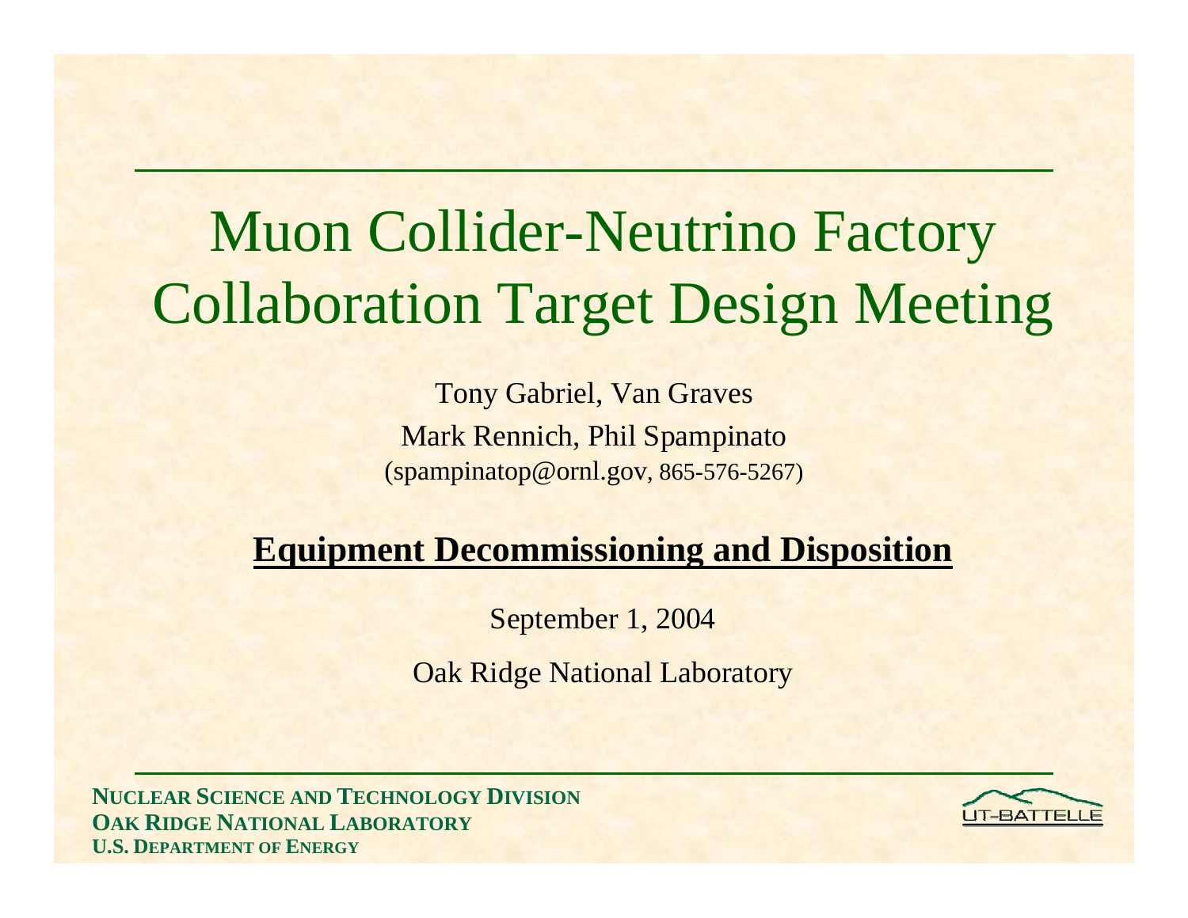# Muon Collider-Neutrino Factory Collaboration Target Design Meeting

Tony Gabriel, Van Graves

Mark Rennich, Phil Spampinato

(spampinatop@ornl.gov, 865-576-5267)

## **Equipment Decommissioning and Disposition**

September 1, 2004

Oak Ridge National Laboratory

**NUCLEAR SCIENCE AND TECHNOLOGY DIVISION**
**OAK RIDGE NATIONAL LABORATORY**
**U.S. DEPARTMENT OF ENERGY**

UT-BATTELLE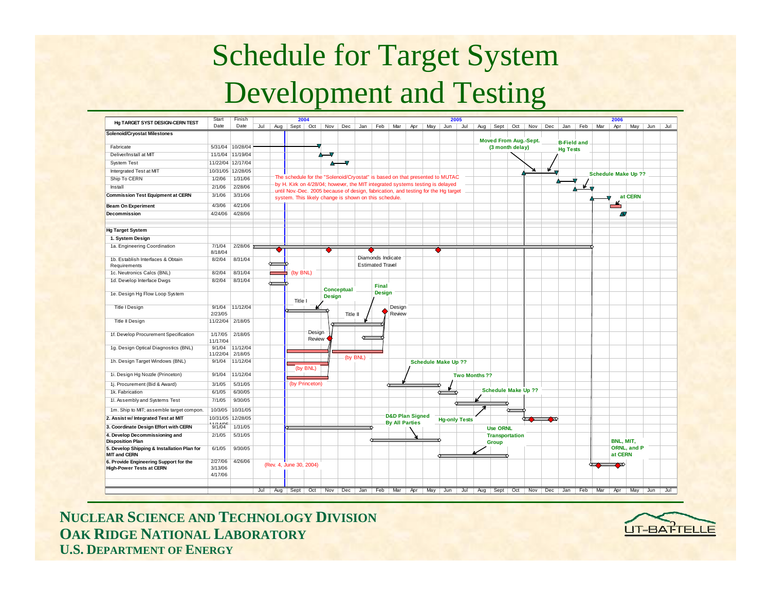# Schedule for Target System Development and Testing

| Hg TARGET SYST DESIGN-CERN TEST | Start Date | Finish Date |
|---|---|---|
| **Solenoid/Cryostat Milestones** | | |
| Fabricate | 5/31/04 | 10/28/04 |
| Deliver/Install at MIT | 11/1/04 | 11/19/04 |
| System Test | 11/22/04 | 12/17/04 |
| Intergrated Test at MIT | 10/31/05 | 12/28/05 |
| Ship To CERN | 1/2/06 | 1/31/06 |
| Install | 2/1/06 | 2/28/06 |
| **Commission Test Equipment at CERN** | 3/1/06 | 3/31/06 |
| **Beam On Experiment** | 4/3/06 | 4/21/06 |
| **Decommission** | 4/24/06 | 4/28/06 |
| **Hg Target System** | | |
| **1. System Design** | | |
| 1a. Engineering Coordination | 7/1/04 8/18/04 | 2/28/06 |
| 1b. Establish Interfaces & Obtain Requirements | 8/2/04 | 8/31/04 |
| 1c. Neutronics Calcs (BNL) | 8/2/04 | 8/31/04 |
| 1d. Develop Interface Dwgs | 8/2/04 | 8/31/04 |
| 1e. Design Hg Flow Loop System | | |
| Title I Design | 9/1/04 2/23/05 | 11/12/04 |
| Title II Design | 11/22/04 | 2/18/05 |
| 1f. Develop Procurement Specification | 1/17/05 11/17/04 | 2/18/05 |
| 1g. Design Optical Diagnostics (BNL) | 9/1/04 11/22/04 | 11/12/04 2/18/05 |
| 1h. Design Target Windows (BNL) | 9/1/04 | 11/12/04 |
| 1i. Design Hg Nozzle (Princeton) | 9/1/04 | 11/12/04 |
| 1j. Procurement (Bid & Award) | 3/1/05 | 5/31/05 |
| 1k. Fabrication | 6/1/05 | 6/30/05 |
| 1l. Assembly and Systems Test | 7/1/05 | 9/30/05 |
| 1m. Ship to MIT; assemble target compon. | 10/3/05 | 10/31/05 |
| **2. Assist w/ Integrated Test at MIT** | 10/31/05 | 12/28/05 |
| **3. Coordinate Design Effort with CERN** | 9/1/04 | 1/31/05 |
| **4. Develop Decommissioning and Disposition Plan** | 2/1/05 | 5/31/05 |
| **5. Develop Shipping & Installation Plan for MIT and CERN** | 6/1/05 | 9/30/05 |
| **6. Provide Engineering Support for the High-Power Tests at CERN** | 2/27/06 3/13/06 4/17/06 | 4/26/06 |

Timeline: 2004 (Jul – Dec), 2005 (Jan – Dec), 2006 (Jan – Jul)

Chart annotations:

- Moved From Aug.-Sept. (3 month delay)
- B-Field and Hg Tests
- Schedule Make Up ??
- at CERN
- The schedule for the "Solenoid/Cryostat" is based on that presented to MUTAC by H. Kirk on 4/28/04; however, the MIT integrated systems testing is delayed until Nov.-Dec. 2005 because of design, fabrication, and testing for the Hg target system. This likely change is shown on this schedule.
- Diamonds Indicate Estimated Travel
- (by BNL)
- Conceptual Design
- Final Design
- Title I
- Title II
- Design Review
- Schedule Make Up ??
- Two Months ??
- (by Princeton)
- Schedule Make Up ??
- D&D Plan Signed By All Parties
- Hg-only Tests
- Use ORNL Transportation Group
- BNL, MIT, ORNL, and P at CERN
- (Rev. 4, June 30, 2004)

**NUCLEAR SCIENCE AND TECHNOLOGY DIVISION**
**OAK RIDGE NATIONAL LABORATORY**
**U.S. DEPARTMENT OF ENERGY**

UT-BATTELLE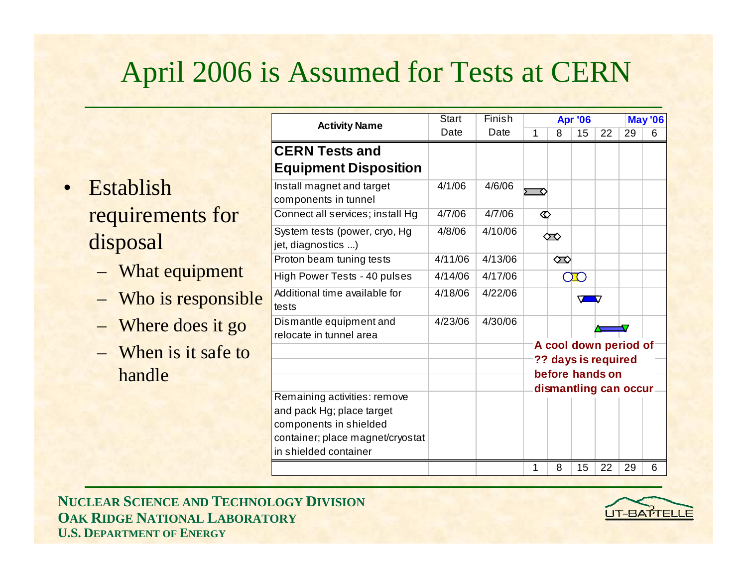# April 2006 is Assumed for Tests at CERN

- Establish requirements for disposal
  - What equipment
  - Who is responsible
  - Where does it go
  - When is it safe to handle

| Activity Name | Start Date | Finish Date |
|---|---|---|
| **CERN Tests and Equipment Disposition** | | |
| Install magnet and target components in tunnel | 4/1/06 | 4/6/06 |
| Connect all services; install Hg | 4/7/06 | 4/7/06 |
| System tests (power, cryo, Hg jet, diagnostics ...) | 4/8/06 | 4/10/06 |
| Proton beam tuning tests | 4/11/06 | 4/13/06 |
| High Power Tests - 40 pulses | 4/14/06 | 4/17/06 |
| Additional time available for tests | 4/18/06 | 4/22/06 |
| Dismantle equipment and relocate in tunnel area | 4/23/06 | 4/30/06 |
| Remaining activities: remove and pack Hg; place target components in shielded container; place magnet/cryostat in shielded container | | |

A cool down period of ?? days is required before hands on dismantling can occur

NUCLEAR SCIENCE AND TECHNOLOGY DIVISION
OAK RIDGE NATIONAL LABORATORY
U.S. DEPARTMENT OF ENERGY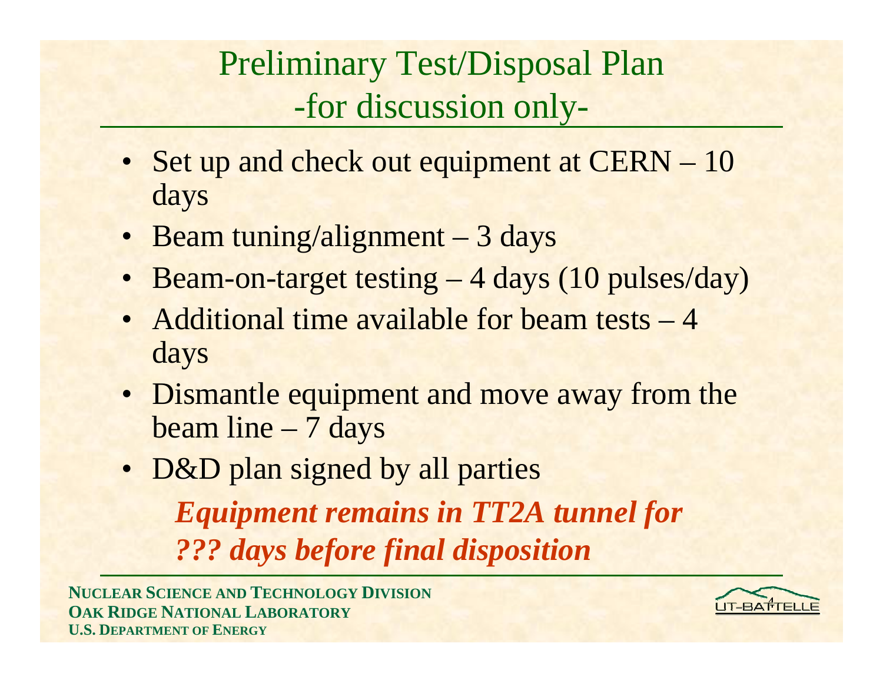# Preliminary Test/Disposal Plan
# -for discussion only-

- Set up and check out equipment at CERN – 10 days
- Beam tuning/alignment – 3 days
- Beam-on-target testing – 4 days (10 pulses/day)
- Additional time available for beam tests – 4 days
- Dismantle equipment and move away from the beam line – 7 days
- D&D plan signed by all parties

***Equipment remains in TT2A tunnel for ??? days before final disposition***

**NUCLEAR SCIENCE AND TECHNOLOGY DIVISION**
**OAK RIDGE NATIONAL LABORATORY**
**U.S. DEPARTMENT OF ENERGY**

UT-BATTELLE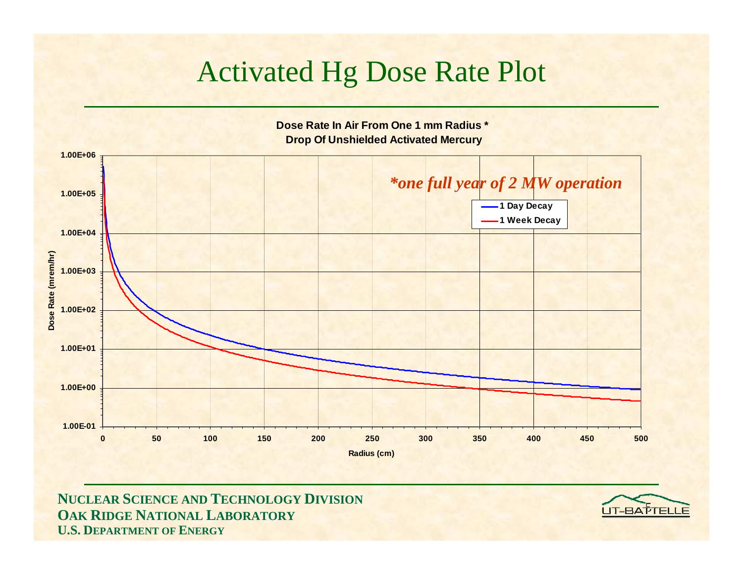# Activated Hg Dose Rate Plot

**Dose Rate In Air From One 1 mm Radius \***
**Drop Of Unshielded Activated Mercury**

*\*one full year of 2 MW operation*

- 1 Day Decay
- 1 Week Decay

Dose Rate (mrem/hr): 1.00E-01, 1.00E+00, 1.00E+01, 1.00E+02, 1.00E+03, 1.00E+04, 1.00E+05, 1.00E+06

Radius (cm): 0, 50, 100, 150, 200, 250, 300, 350, 400, 450, 500

**NUCLEAR SCIENCE AND TECHNOLOGY DIVISION**
**OAK RIDGE NATIONAL LABORATORY**
**U.S. DEPARTMENT OF ENERGY**

UT-BATTELLE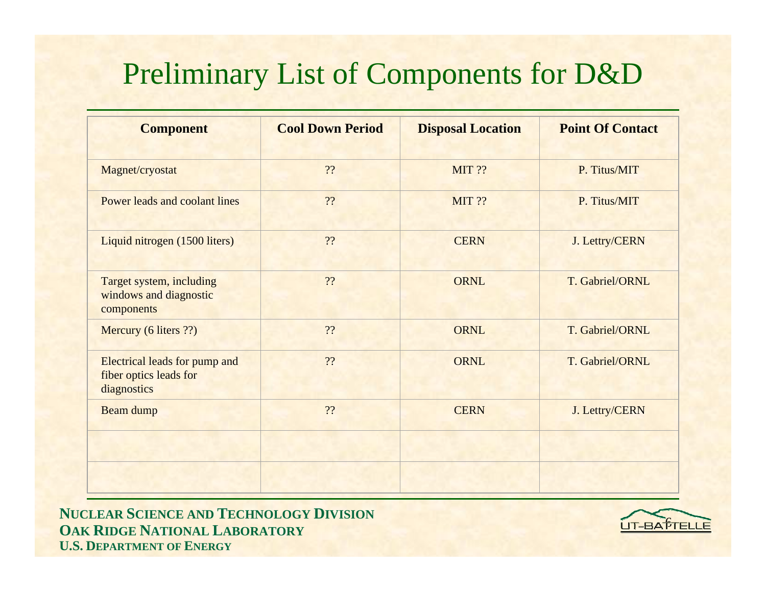# Preliminary List of Components for D&D

| Component | Cool Down Period | Disposal Location | Point Of Contact |
| --- | --- | --- | --- |
| Magnet/cryostat | ?? | MIT ?? | P. Titus/MIT |
| Power leads and coolant lines | ?? | MIT ?? | P. Titus/MIT |
| Liquid nitrogen (1500 liters) | ?? | CERN | J. Lettry/CERN |
| Target system, including windows and diagnostic components | ?? | ORNL | T. Gabriel/ORNL |
| Mercury (6 liters ??) | ?? | ORNL | T. Gabriel/ORNL |
| Electrical leads for pump and fiber optics leads for diagnostics | ?? | ORNL | T. Gabriel/ORNL |
| Beam dump | ?? | CERN | J. Lettry/CERN |
| | | | |
| | | | |

**NUCLEAR SCIENCE AND TECHNOLOGY DIVISION**
**OAK RIDGE NATIONAL LABORATORY**
**U.S. DEPARTMENT OF ENERGY**

UT-BATTELLE